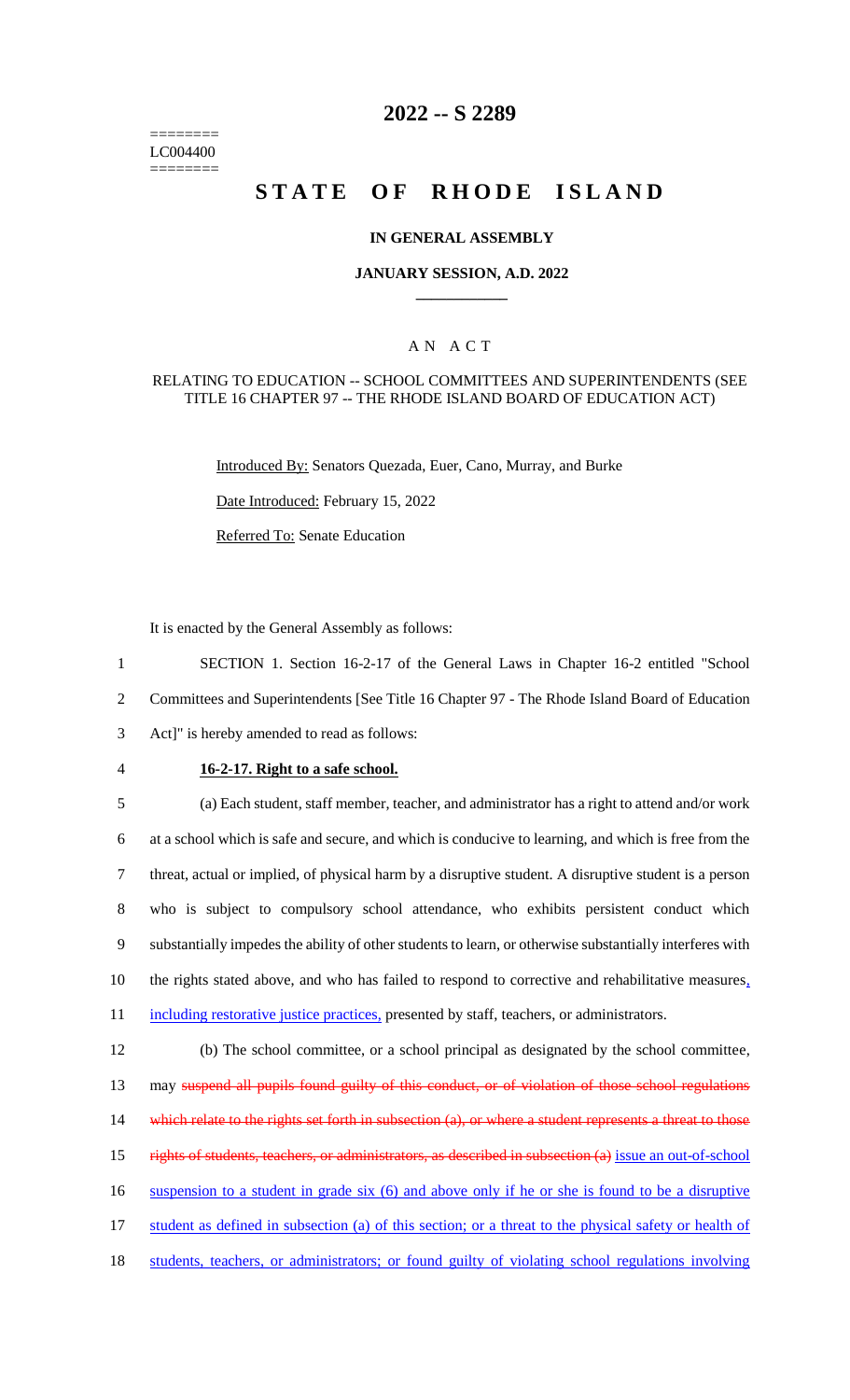========
LC004400
========

# 2022 -- S 2289

# STATE OF RHODE ISLAND

### IN GENERAL ASSEMBLY

### JANUARY SESSION, A.D. 2022

## A N A C T

### RELATING TO EDUCATION -- SCHOOL COMMITTEES AND SUPERINTENDENTS (SEE TITLE 16 CHAPTER 97 -- THE RHODE ISLAND BOARD OF EDUCATION ACT)

Introduced By: Senators Quezada, Euer, Cano, Murray, and Burke

Date Introduced: February 15, 2022

Referred To: Senate Education

It is enacted by the General Assembly as follows:

1 SECTION 1. Section 16-2-17 of the General Laws in Chapter 16-2 entitled "School
2 Committees and Superintendents [See Title 16 Chapter 97 - The Rhode Island Board of Education
3 Act]" is hereby amended to read as follows:

4 **16-2-17. Right to a safe school.**

5 (a) Each student, staff member, teacher, and administrator has a right to attend and/or work
6 at a school which is safe and secure, and which is conducive to learning, and which is free from the
7 threat, actual or implied, of physical harm by a disruptive student. A disruptive student is a person
8 who is subject to compulsory school attendance, who exhibits persistent conduct which
9 substantially impedes the ability of other students to learn, or otherwise substantially interferes with
10 the rights stated above, and who has failed to respond to corrective and rehabilitative measures,
11 including restorative justice practices, presented by staff, teachers, or administrators.

12 (b) The school committee, or a school principal as designated by the school committee,
13 may ~~suspend all pupils found guilty of this conduct, or of violation of those school regulations~~
14 ~~which relate to the rights set forth in subsection (a), or where a student represents a threat to those~~
15 ~~rights of students, teachers, or administrators, as described in subsection (a)~~ issue an out-of-school
16 suspension to a student in grade six (6) and above only if he or she is found to be a disruptive
17 student as defined in subsection (a) of this section; or a threat to the physical safety or health of
18 students, teachers, or administrators; or found guilty of violating school regulations involving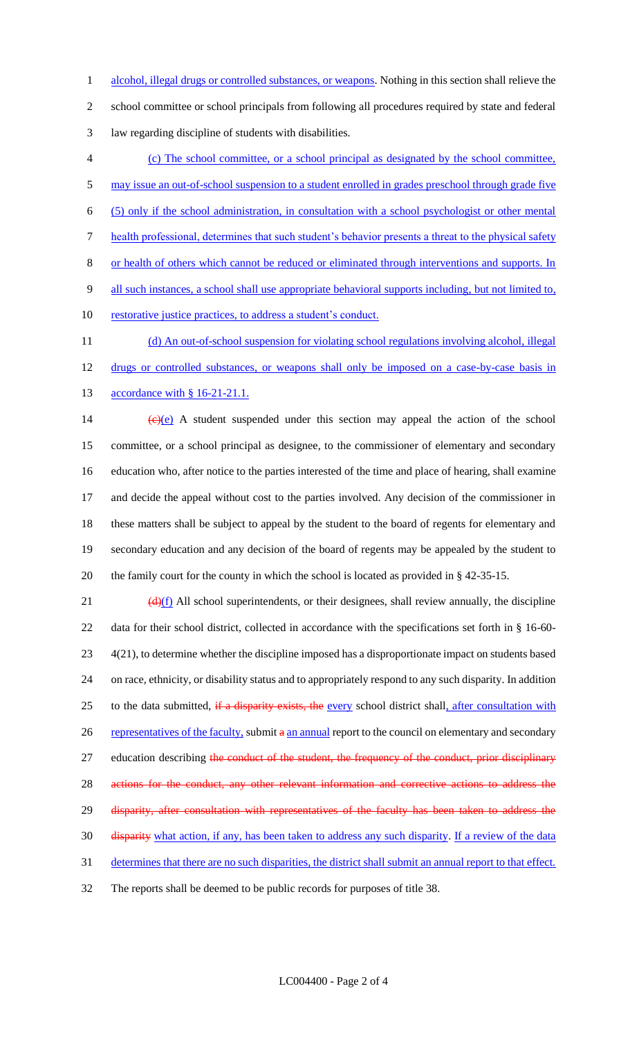alcohol, illegal drugs or controlled substances, or weapons. Nothing in this section shall relieve the school committee or school principals from following all procedures required by state and federal law regarding discipline of students with disabilities.

(c) The school committee, or a school principal as designated by the school committee, may issue an out-of-school suspension to a student enrolled in grades preschool through grade five (5) only if the school administration, in consultation with a school psychologist or other mental health professional, determines that such student's behavior presents a threat to the physical safety or health of others which cannot be reduced or eliminated through interventions and supports. In all such instances, a school shall use appropriate behavioral supports including, but not limited to, restorative justice practices, to address a student's conduct.

(d) An out-of-school suspension for violating school regulations involving alcohol, illegal drugs or controlled substances, or weapons shall only be imposed on a case-by-case basis in accordance with § 16-21-21.1.

~~(c)~~(e) A student suspended under this section may appeal the action of the school committee, or a school principal as designee, to the commissioner of elementary and secondary education who, after notice to the parties interested of the time and place of hearing, shall examine and decide the appeal without cost to the parties involved. Any decision of the commissioner in these matters shall be subject to appeal by the student to the board of regents for elementary and secondary education and any decision of the board of regents may be appealed by the student to the family court for the county in which the school is located as provided in § 42-35-15.

~~(d)~~(f) All school superintendents, or their designees, shall review annually, the discipline data for their school district, collected in accordance with the specifications set forth in § 16-60-4(21), to determine whether the discipline imposed has a disproportionate impact on students based on race, ethnicity, or disability status and to appropriately respond to any such disparity. In addition to the data submitted, ~~if a disparity exists, the~~ every school district shall, after consultation with representatives of the faculty, submit ~~a~~ an annual report to the council on elementary and secondary education describing ~~the conduct of the student, the frequency of the conduct, prior disciplinary actions for the conduct, any other relevant information and corrective actions to address the disparity, after consultation with representatives of the faculty has been taken to address the disparity~~ what action, if any, has been taken to address any such disparity. If a review of the data determines that there are no such disparities, the district shall submit an annual report to that effect. The reports shall be deemed to be public records for purposes of title 38.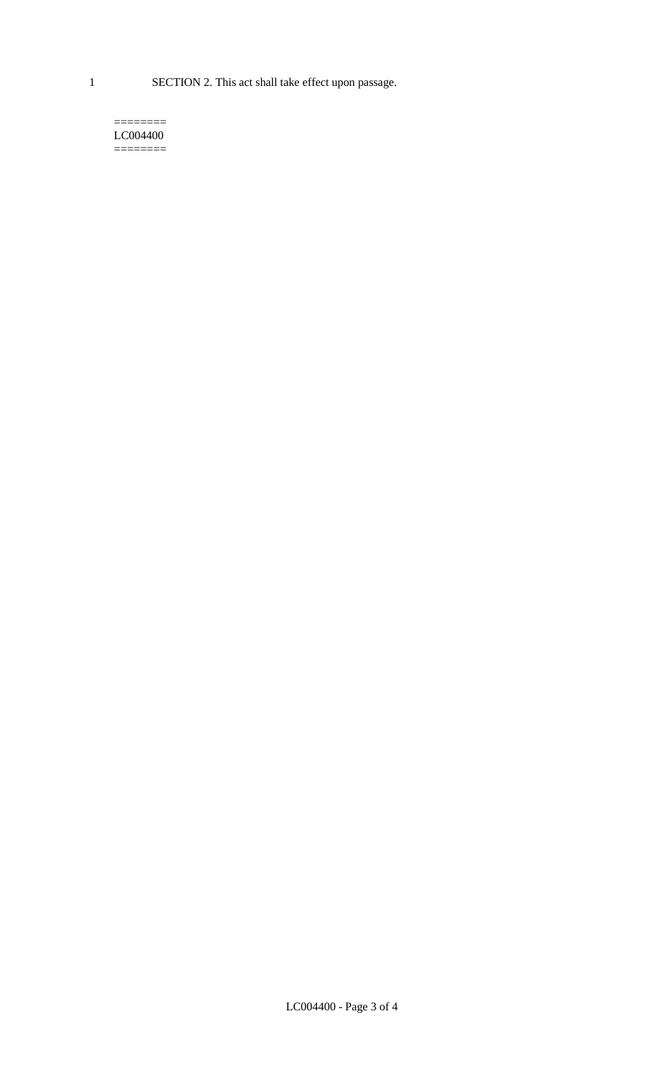1 SECTION 2. This act shall take effect upon passage.

========
LC004400
========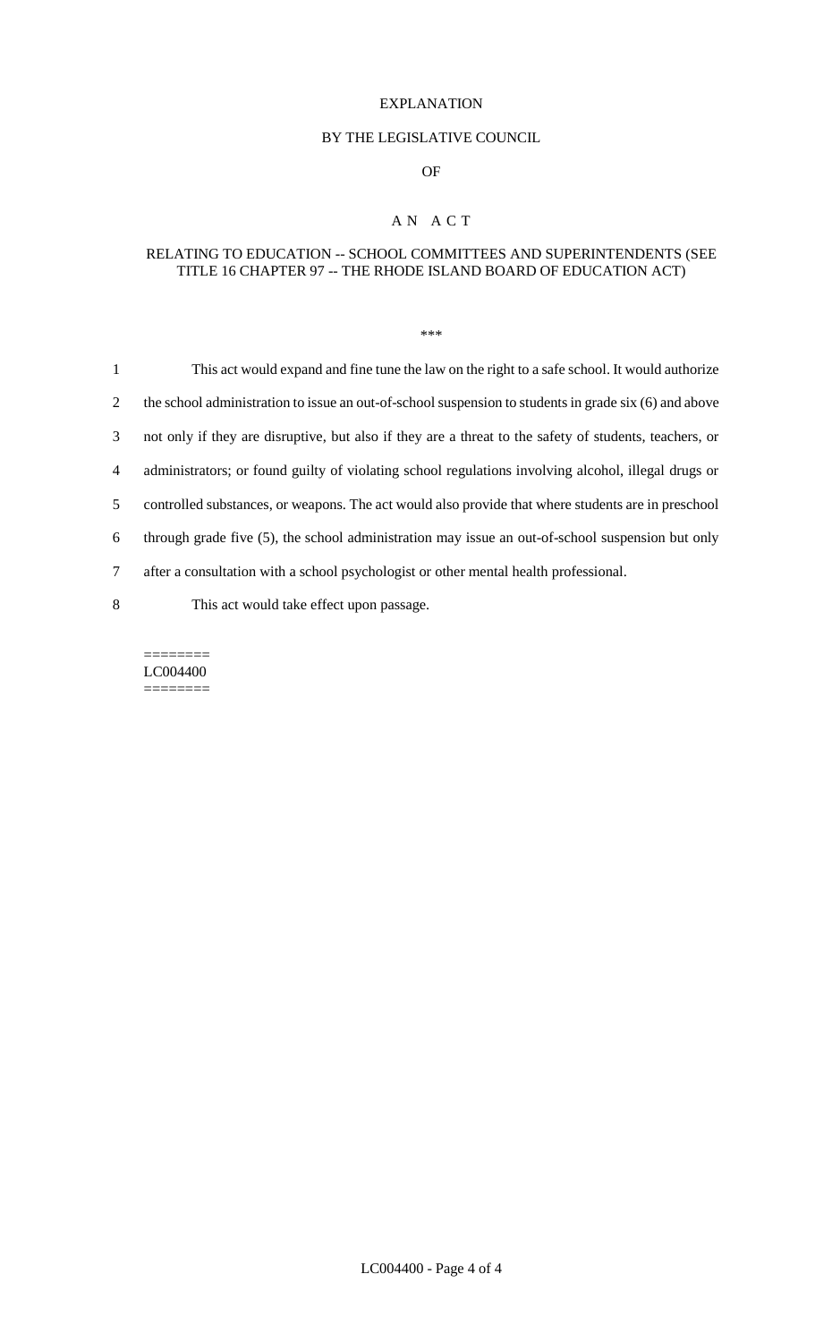EXPLANATION

BY THE LEGISLATIVE COUNCIL

OF

# A N A C T

RELATING TO EDUCATION -- SCHOOL COMMITTEES AND SUPERINTENDENTS (SEE TITLE 16 CHAPTER 97 -- THE RHODE ISLAND BOARD OF EDUCATION ACT)

\*\*\*

1 This act would expand and fine tune the law on the right to a safe school. It would authorize
2 the school administration to issue an out-of-school suspension to students in grade six (6) and above
3 not only if they are disruptive, but also if they are a threat to the safety of students, teachers, or
4 administrators; or found guilty of violating school regulations involving alcohol, illegal drugs or
5 controlled substances, or weapons. The act would also provide that where students are in preschool
6 through grade five (5), the school administration may issue an out-of-school suspension but only
7 after a consultation with a school psychologist or other mental health professional.
8 This act would take effect upon passage.

========
LC004400
========